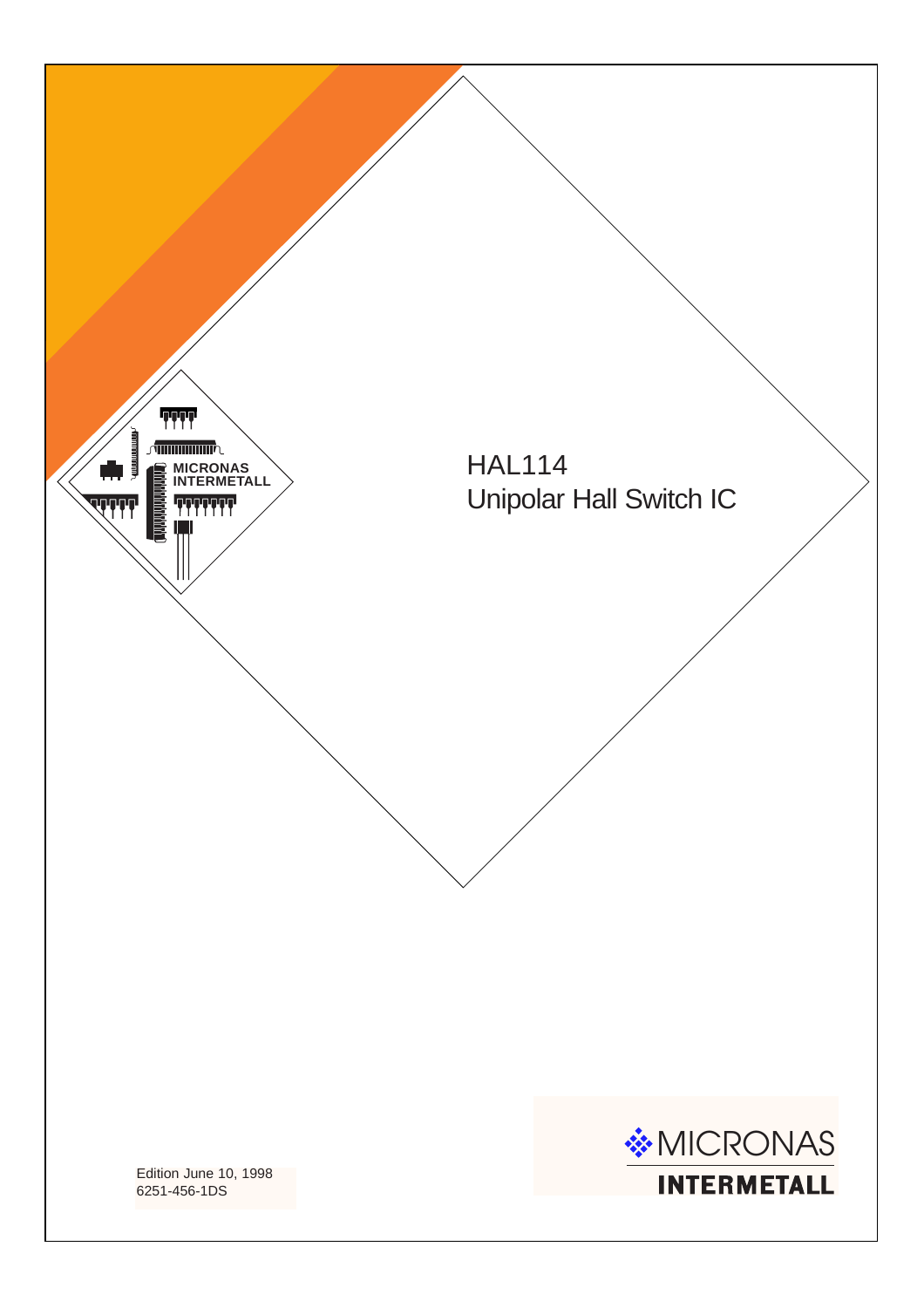MICRONAS
INTERMETALL

# HAL114
# Unipolar Hall Switch IC

Edition June 10, 1998
6251-456-1DS

MICRONAS
INTERMETALL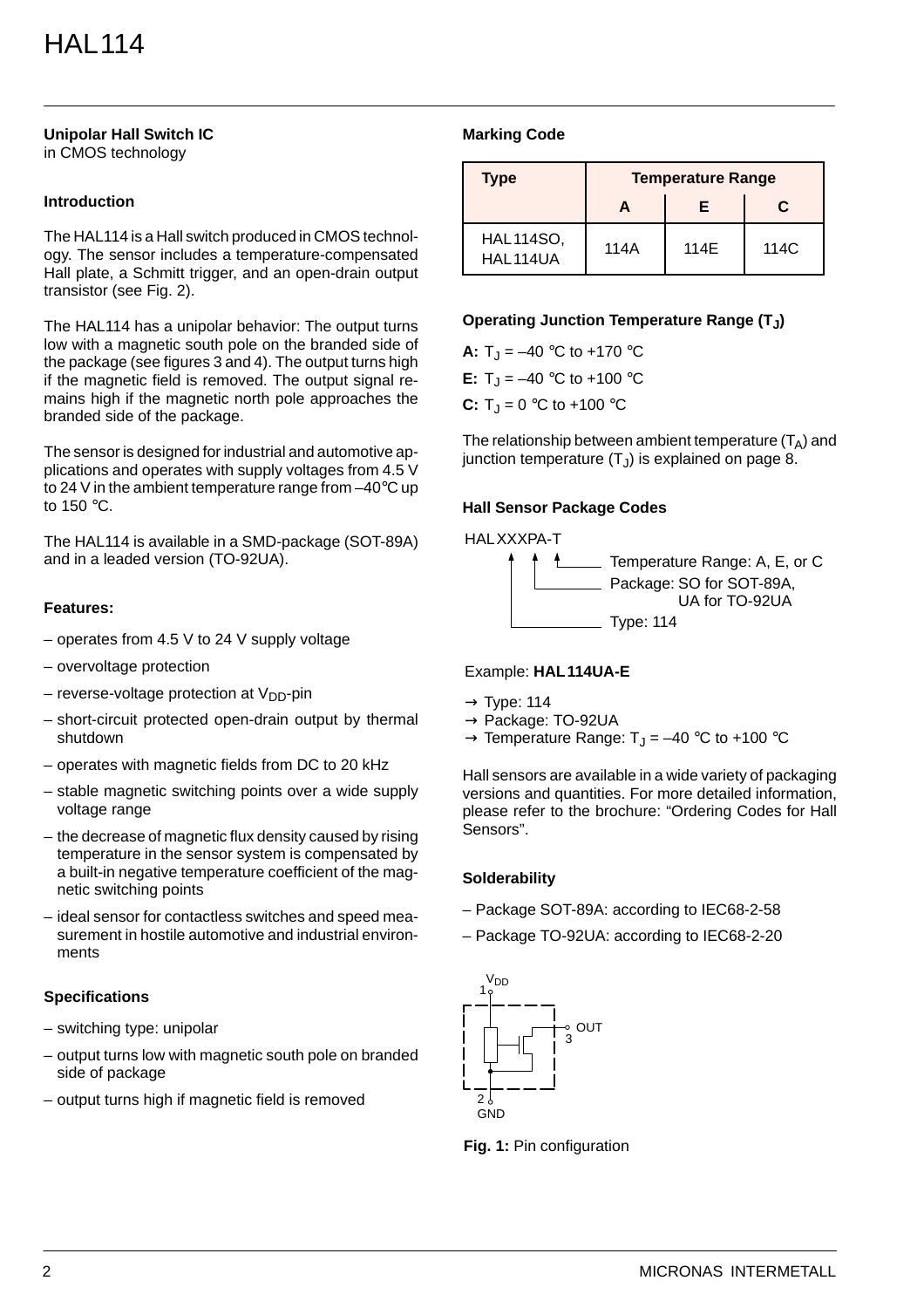## Unipolar Hall Switch IC

in CMOS technology

### Introduction

The HAL114 is a Hall switch produced in CMOS technology. The sensor includes a temperature-compensated Hall plate, a Schmitt trigger, and an open-drain output transistor (see Fig. 2).

The HAL114 has a unipolar behavior: The output turns low with a magnetic south pole on the branded side of the package (see figures 3 and 4). The output turns high if the magnetic field is removed. The output signal remains high if the magnetic north pole approaches the branded side of the package.

The sensor is designed for industrial and automotive applications and operates with supply voltages from 4.5 V to 24 V in the ambient temperature range from –40 °C up to 150 °C.

The HAL114 is available in a SMD-package (SOT-89A) and in a leaded version (TO-92UA).

### Features:

– operates from 4.5 V to 24 V supply voltage

– overvoltage protection

– reverse-voltage protection at $V_{DD}$-pin

– short-circuit protected open-drain output by thermal shutdown

– operates with magnetic fields from DC to 20 kHz

– stable magnetic switching points over a wide supply voltage range

– the decrease of magnetic flux density caused by rising temperature in the sensor system is compensated by a built-in negative temperature coefficient of the magnetic switching points

– ideal sensor for contactless switches and speed measurement in hostile automotive and industrial environments

### Specifications

– switching type: unipolar

– output turns low with magnetic south pole on branded side of package

– output turns high if magnetic field is removed

### Marking Code

| Type | Temperature Range | | |
|---|---|---|---|
| | A | E | C |
| HAL 114SO, HAL 114UA | 114A | 114E | 114C |

### Operating Junction Temperature Range ($T_J$)

**A:** $T_J$ = –40 °C to +170 °C

**E:** $T_J$ = –40 °C to +100 °C

**C:** $T_J$ = 0 °C to +100 °C

The relationship between ambient temperature ($T_A$) and junction temperature ($T_J$) is explained on page 8.

### Hall Sensor Package Codes

HAL XXXPA-T

- T: Temperature Range: A, E, or C
- PA: Package: SO for SOT-89A, UA for TO-92UA
- XXX: Type: 114

Example: **HAL 114UA-E**

→ Type: 114
→ Package: TO-92UA
→ Temperature Range: $T_J$ = –40 °C to +100 °C

Hall sensors are available in a wide variety of packaging versions and quantities. For more detailed information, please refer to the brochure: "Ordering Codes for Hall Sensors".

### Solderability

– Package SOT-89A: according to IEC68-2-58

– Package TO-92UA: according to IEC68-2-20

1 $V_{DD}$, 2 GND, 3 OUT

**Fig. 1:** Pin configuration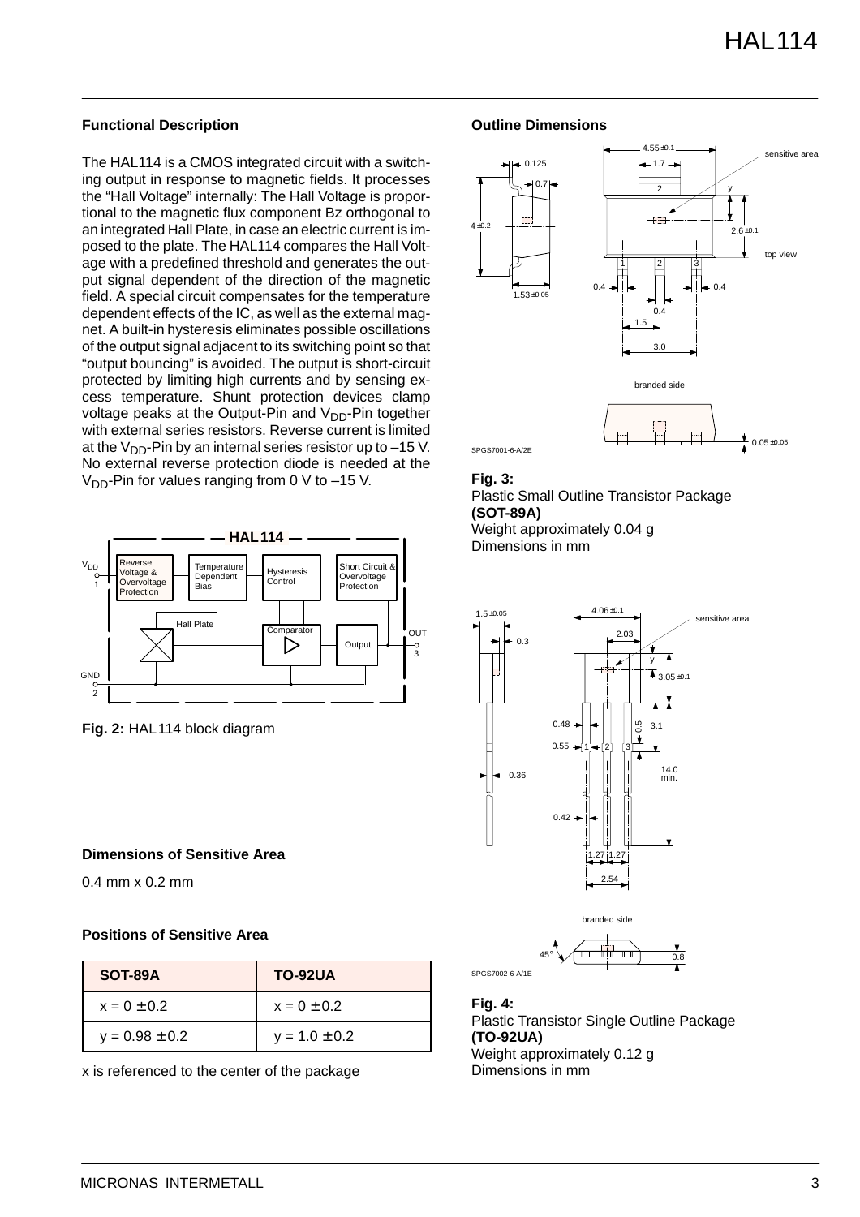## Functional Description

The HAL114 is a CMOS integrated circuit with a switching output in response to magnetic fields. It processes the "Hall Voltage" internally: The Hall Voltage is proportional to the magnetic flux component Bz orthogonal to an integrated Hall Plate, in case an electric current is imposed to the plate. The HAL114 compares the Hall Voltage with a predefined threshold and generates the output signal dependent of the direction of the magnetic field. A special circuit compensates for the temperature dependent effects of the IC, as well as the external magnet. A built-in hysteresis eliminates possible oscillations of the output signal adjacent to its switching point so that "output bouncing" is avoided. The output is short-circuit protected by limiting high currents and by sensing excess temperature. Shunt protection devices clamp voltage peaks at the Output-Pin and $V_{DD}$-Pin together with external series resistors. Reverse current is limited at the $V_{DD}$-Pin by an internal series resistor up to –15 V. No external reverse protection diode is needed at the $V_{DD}$-Pin for values ranging from 0 V to –15 V.

**Fig. 2:** HAL 114 block diagram

## Dimensions of Sensitive Area

0.4 mm x 0.2 mm

## Positions of Sensitive Area

| SOT-89A | TO-92UA |
|---|---|
| x = 0 ± 0.2 | x = 0 ± 0.2 |
| y = 0.98 ± 0.2 | y = 1.0 ± 0.2 |

x is referenced to the center of the package

## Outline Dimensions

**Fig. 3:**
Plastic Small Outline Transistor Package
**(SOT-89A)**
Weight approximately 0.04 g
Dimensions in mm

**Fig. 4:**
Plastic Transistor Single Outline Package
**(TO-92UA)**
Weight approximately 0.12 g
Dimensions in mm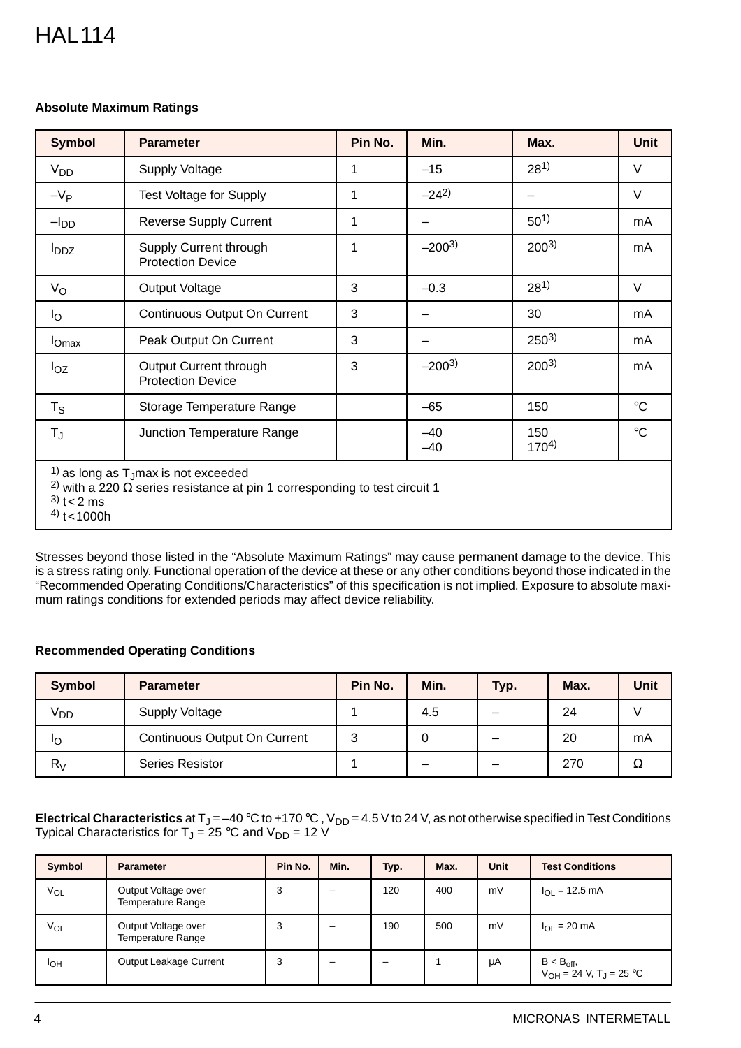### Absolute Maximum Ratings

| Symbol | Parameter | Pin No. | Min. | Max. | Unit |
|---|---|---|---|---|---|
| $V_{DD}$ | Supply Voltage | 1 | –15 | 28[1] | V |
| $-V_P$ | Test Voltage for Supply | 1 | –24[2] | – | V |
| $-I_{DD}$ | Reverse Supply Current | 1 | – | 50[1] | mA |
| $I_{DDZ}$ | Supply Current through Protection Device | 1 | –200[3] | 200[3] | mA |
| $V_O$ | Output Voltage | 3 | –0.3 | 28[1] | V |
| $I_O$ | Continuous Output On Current | 3 | – | 30 | mA |
| $I_{Omax}$ | Peak Output On Current | 3 | – | 250[3] | mA |
| $I_{OZ}$ | Output Current through Protection Device | 3 | –200[3] | 200[3] | mA |
| $T_S$ | Storage Temperature Range | | –65 | 150 | °C |
| $T_J$ | Junction Temperature Range | | –40<br>–40 | 150<br>170[4] | °C |

[1] as long as $T_J$max is not exceeded
[2] with a 220 Ω series resistance at pin 1 corresponding to test circuit 1
[3] t < 2 ms
[4] t < 1000h

Stresses beyond those listed in the “Absolute Maximum Ratings” may cause permanent damage to the device. This is a stress rating only. Functional operation of the device at these or any other conditions beyond those indicated in the “Recommended Operating Conditions/Characteristics” of this specification is not implied. Exposure to absolute maximum ratings conditions for extended periods may affect device reliability.

### Recommended Operating Conditions

| Symbol | Parameter | Pin No. | Min. | Typ. | Max. | Unit |
|---|---|---|---|---|---|---|
| $V_{DD}$ | Supply Voltage | 1 | 4.5 | – | 24 | V |
| $I_O$ | Continuous Output On Current | 3 | 0 | – | 20 | mA |
| $R_V$ | Series Resistor | 1 | – | – | 270 | Ω |

**Electrical Characteristics** at $T_J$ = –40 °C to +170 °C , $V_{DD}$ = 4.5 V to 24 V, as not otherwise specified in Test Conditions
Typical Characteristics for $T_J$ = 25 °C and $V_{DD}$ = 12 V

| Symbol | Parameter | Pin No. | Min. | Typ. | Max. | Unit | Test Conditions |
|---|---|---|---|---|---|---|---|
| $V_{OL}$ | Output Voltage over Temperature Range | 3 | – | 120 | 400 | mV | $I_{OL}$ = 12.5 mA |
| $V_{OL}$ | Output Voltage over Temperature Range | 3 | – | 190 | 500 | mV | $I_{OL}$ = 20 mA |
| $I_{OH}$ | Output Leakage Current | 3 | – | – | 1 | µA | $B < B_{off}$,<br>$V_{OH}$ = 24 V, $T_J$ = 25 °C |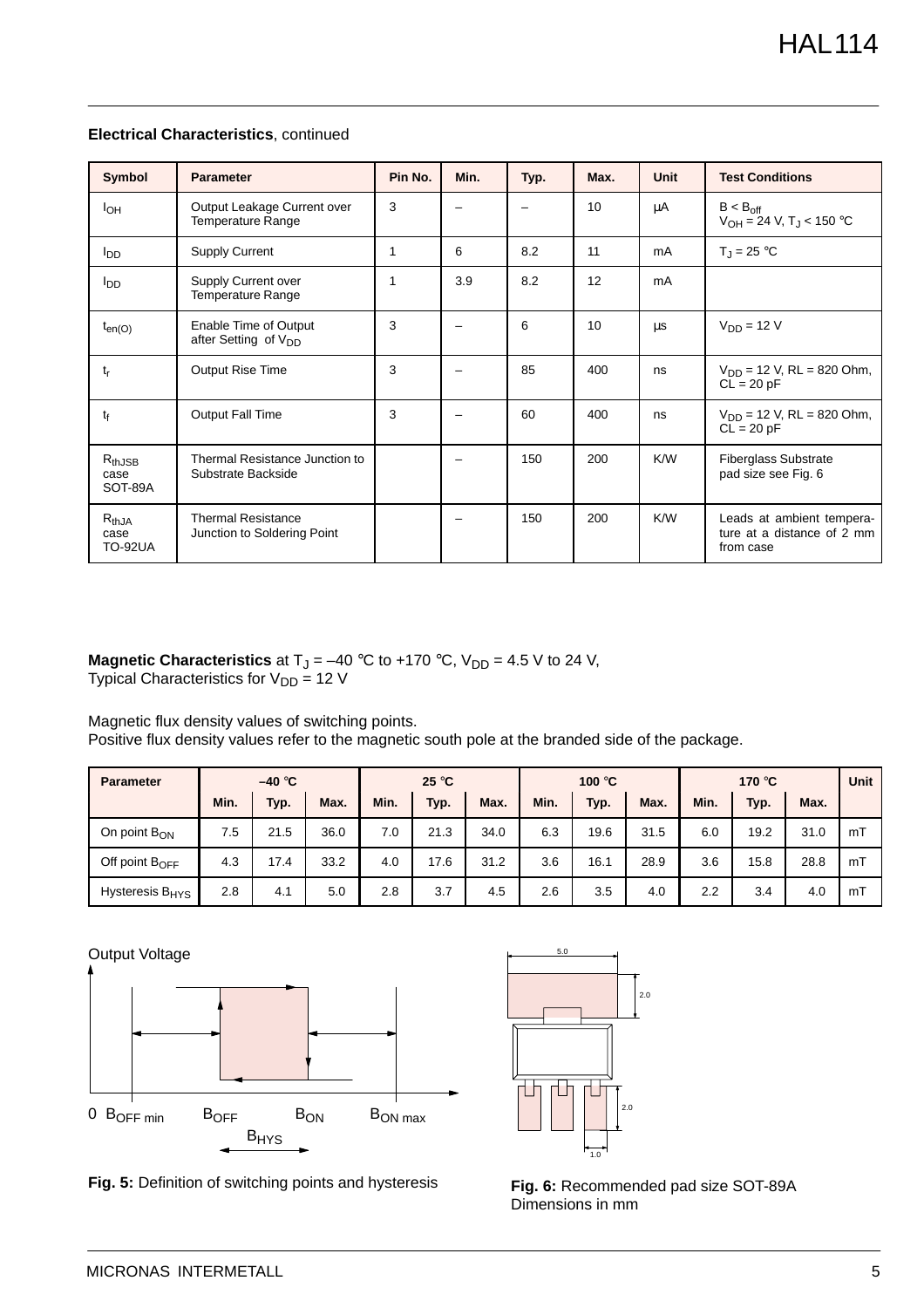**Electrical Characteristics**, continued

| Symbol | Parameter | Pin No. | Min. | Typ. | Max. | Unit | Test Conditions |
|---|---|---|---|---|---|---|---|
| $I_{OH}$ | Output Leakage Current over Temperature Range | 3 | – | – | 10 | µA | $B < B_{off}$ $V_{OH}$ = 24 V, $T_J$ < 150 °C |
| $I_{DD}$ | Supply Current | 1 | 6 | 8.2 | 11 | mA | $T_J$ = 25 °C |
| $I_{DD}$ | Supply Current over Temperature Range | 1 | 3.9 | 8.2 | 12 | mA | |
| $t_{en(O)}$ | Enable Time of Output after Setting of $V_{DD}$ | 3 | – | 6 | 10 | µs | $V_{DD}$ = 12 V |
| $t_r$ | Output Rise Time | 3 | – | 85 | 400 | ns | $V_{DD}$ = 12 V, RL = 820 Ohm, CL = 20 pF |
| $t_f$ | Output Fall Time | 3 | – | 60 | 400 | ns | $V_{DD}$ = 12 V, RL = 820 Ohm, CL = 20 pF |
| $R_{thJSB}$ case SOT-89A | Thermal Resistance Junction to Substrate Backside | | – | 150 | 200 | K/W | Fiberglass Substrate pad size see Fig. 6 |
| $R_{thJA}$ case TO-92UA | Thermal Resistance Junction to Soldering Point | | – | 150 | 200 | K/W | Leads at ambient temperature at a distance of 2 mm from case |

**Magnetic Characteristics** at $T_J$ = –40 °C to +170 °C, $V_{DD}$ = 4.5 V to 24 V,
Typical Characteristics for $V_{DD}$ = 12 V

Magnetic flux density values of switching points.
Positive flux density values refer to the magnetic south pole at the branded side of the package.

| Parameter | –40 °C | | | 25 °C | | | 100 °C | | | 170 °C | | | Unit |
|---|---|---|---|---|---|---|---|---|---|---|---|---|---|
| | Min. | Typ. | Max. | Min. | Typ. | Max. | Min. | Typ. | Max. | Min. | Typ. | Max. | |
| On point $B_{ON}$ | 7.5 | 21.5 | 36.0 | 7.0 | 21.3 | 34.0 | 6.3 | 19.6 | 31.5 | 6.0 | 19.2 | 31.0 | mT |
| Off point $B_{OFF}$ | 4.3 | 17.4 | 33.2 | 4.0 | 17.6 | 31.2 | 3.6 | 16.1 | 28.9 | 3.6 | 15.8 | 28.8 | mT |
| Hysteresis $B_{HYS}$ | 2.8 | 4.1 | 5.0 | 2.8 | 3.7 | 4.5 | 2.6 | 3.5 | 4.0 | 2.2 | 3.4 | 4.0 | mT |

Output Voltage

0 $B_{OFF\,min}$ $B_{OFF}$ $B_{ON}$ $B_{ON\,max}$

$B_{HYS}$

**Fig. 5:** Definition of switching points and hysteresis

**Fig. 6:** Recommended pad size SOT-89A
Dimensions in mm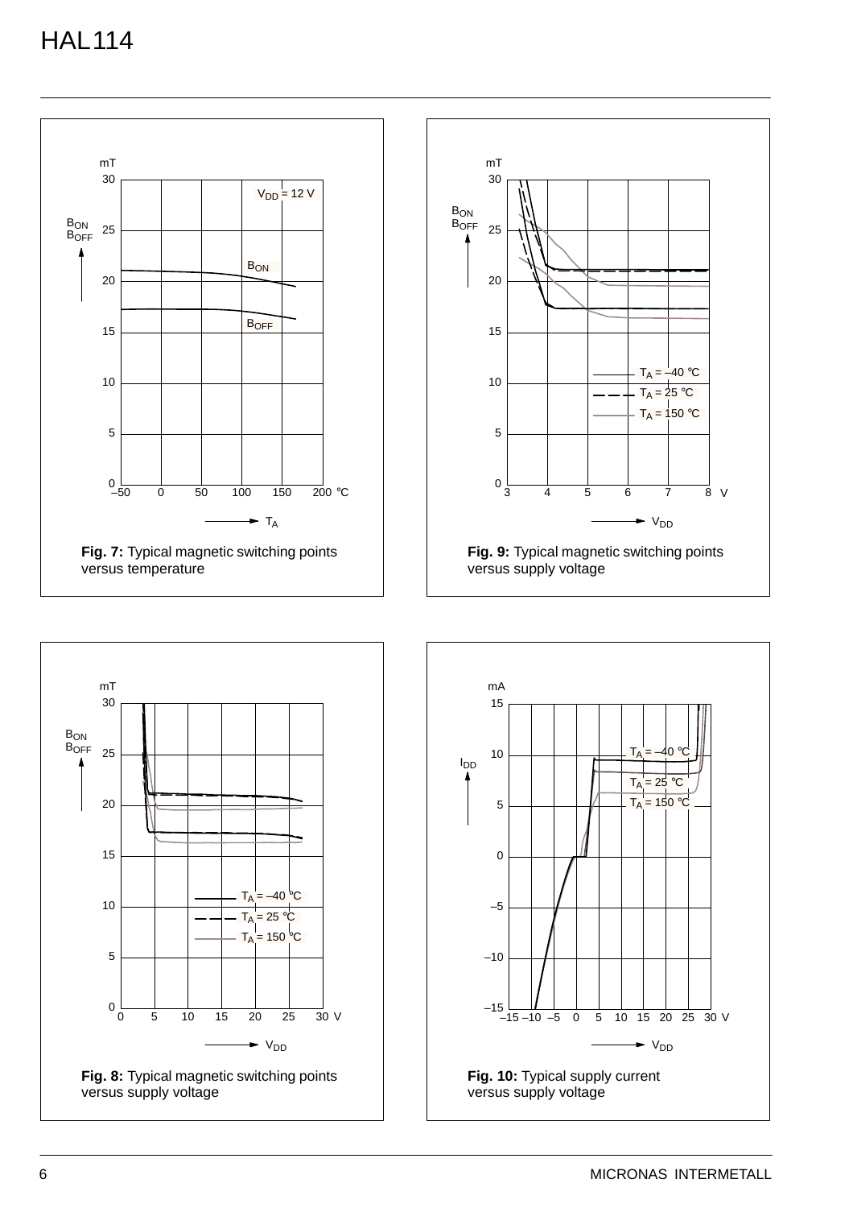**Fig. 7:** Typical magnetic switching points versus temperature

**Fig. 9:** Typical magnetic switching points versus supply voltage

**Fig. 8:** Typical magnetic switching points versus supply voltage

**Fig. 10:** Typical supply current versus supply voltage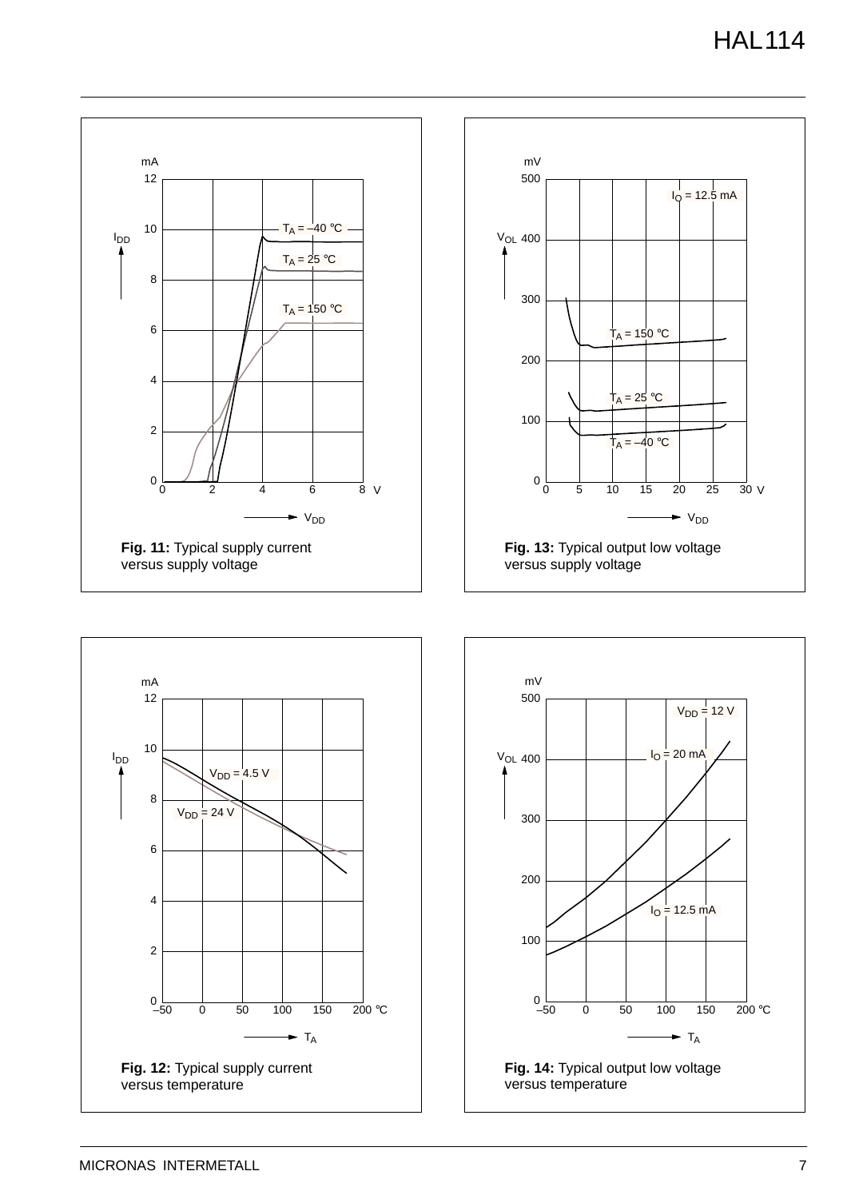**Fig. 11:** Typical supply current versus supply voltage

**Fig. 13:** Typical output low voltage versus supply voltage

**Fig. 12:** Typical supply current versus temperature

**Fig. 14:** Typical output low voltage versus temperature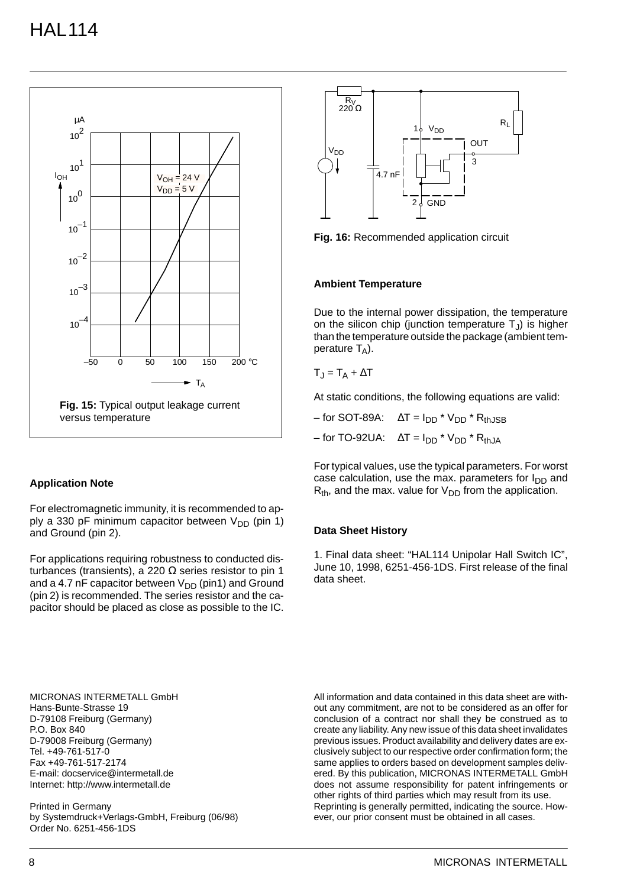Fig. 15: Typical output leakage current versus temperature

Fig. 16: Recommended application circuit

### Application Note

For electromagnetic immunity, it is recommended to apply a 330 pF minimum capacitor between $V_{DD}$ (pin 1) and Ground (pin 2).

For applications requiring robustness to conducted disturbances (transients), a 220 Ω series resistor to pin 1 and a 4.7 nF capacitor between $V_{DD}$ (pin1) and Ground (pin 2) is recommended. The series resistor and the capacitor should be placed as close as possible to the IC.

### Ambient Temperature

Due to the internal power dissipation, the temperature on the silicon chip (junction temperature $T_J$) is higher than the temperature outside the package (ambient temperature $T_A$).

$T_J = T_A + \Delta T$

At static conditions, the following equations are valid:

– for SOT-89A: $\Delta T = I_{DD} * V_{DD} * R_{thJSB}$

– for TO-92UA: $\Delta T = I_{DD} * V_{DD} * R_{thJA}$

For typical values, use the typical parameters. For worst case calculation, use the max. parameters for $I_{DD}$ and $R_{th}$, and the max. value for $V_{DD}$ from the application.

### Data Sheet History

1. Final data sheet: "HAL114 Unipolar Hall Switch IC", June 10, 1998, 6251-456-1DS. First release of the final data sheet.

MICRONAS INTERMETALL GmbH
Hans-Bunte-Strasse 19
D-79108 Freiburg (Germany)
P.O. Box 840
D-79008 Freiburg (Germany)
Tel. +49-761-517-0
Fax +49-761-517-2174
E-mail: docservice@intermetall.de
Internet: http://www.intermetall.de

Printed in Germany
by Systemdruck+Verlags-GmbH, Freiburg (06/98)
Order No. 6251-456-1DS

All information and data contained in this data sheet are without any commitment, are not to be considered as an offer for conclusion of a contract nor shall they be construed as to create any liability. Any new issue of this data sheet invalidates previous issues. Product availability and delivery dates are exclusively subject to our respective order confirmation form; the same applies to orders based on development samples delivered. By this publication, MICRONAS INTERMETALL GmbH does not assume responsibility for patent infringements or other rights of third parties which may result from its use.
Reprinting is generally permitted, indicating the source. However, our prior consent must be obtained in all cases.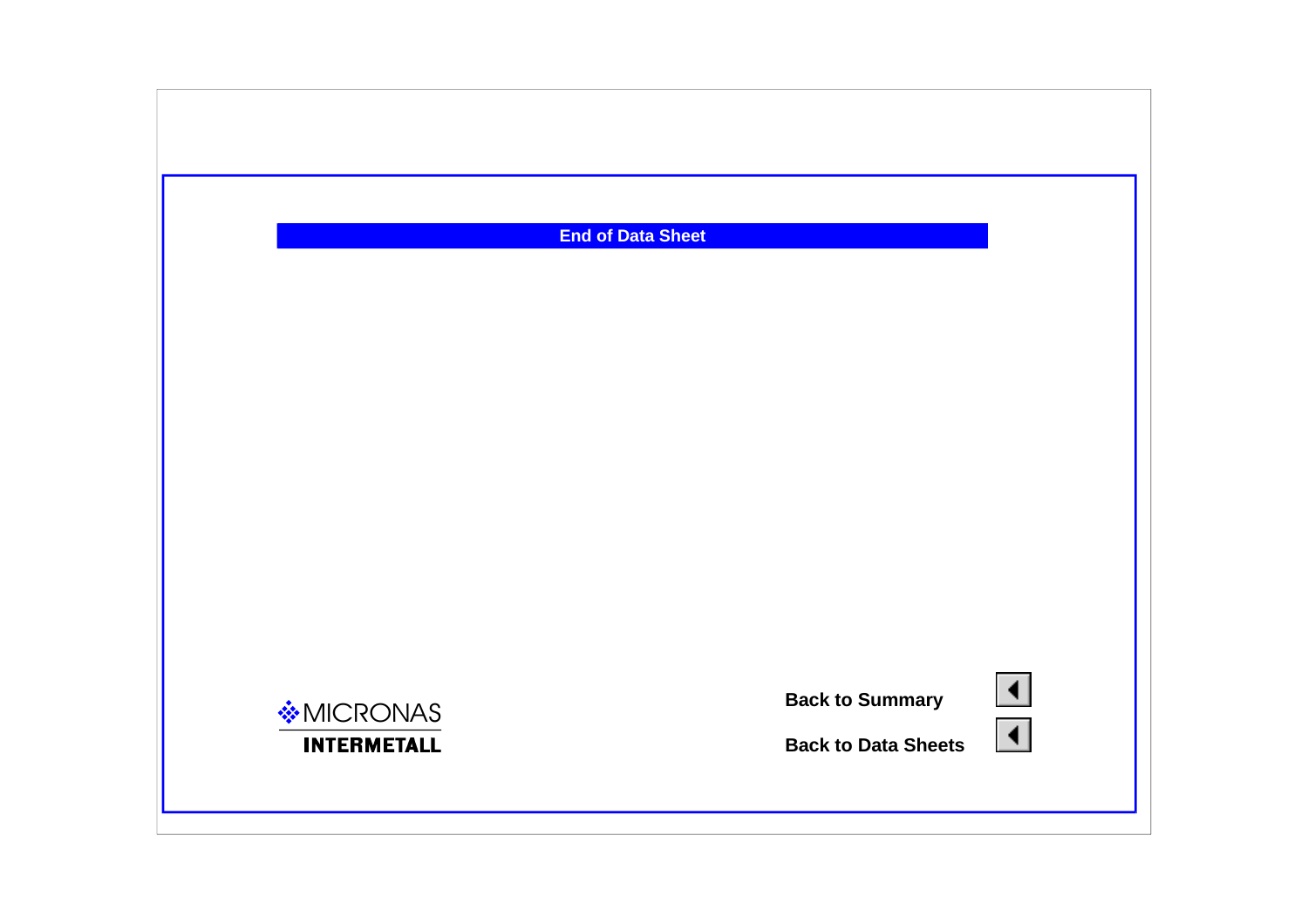**End of Data Sheet**

MICRONAS
INTERMETALL

**Back to Summary**

**Back to Data Sheets**